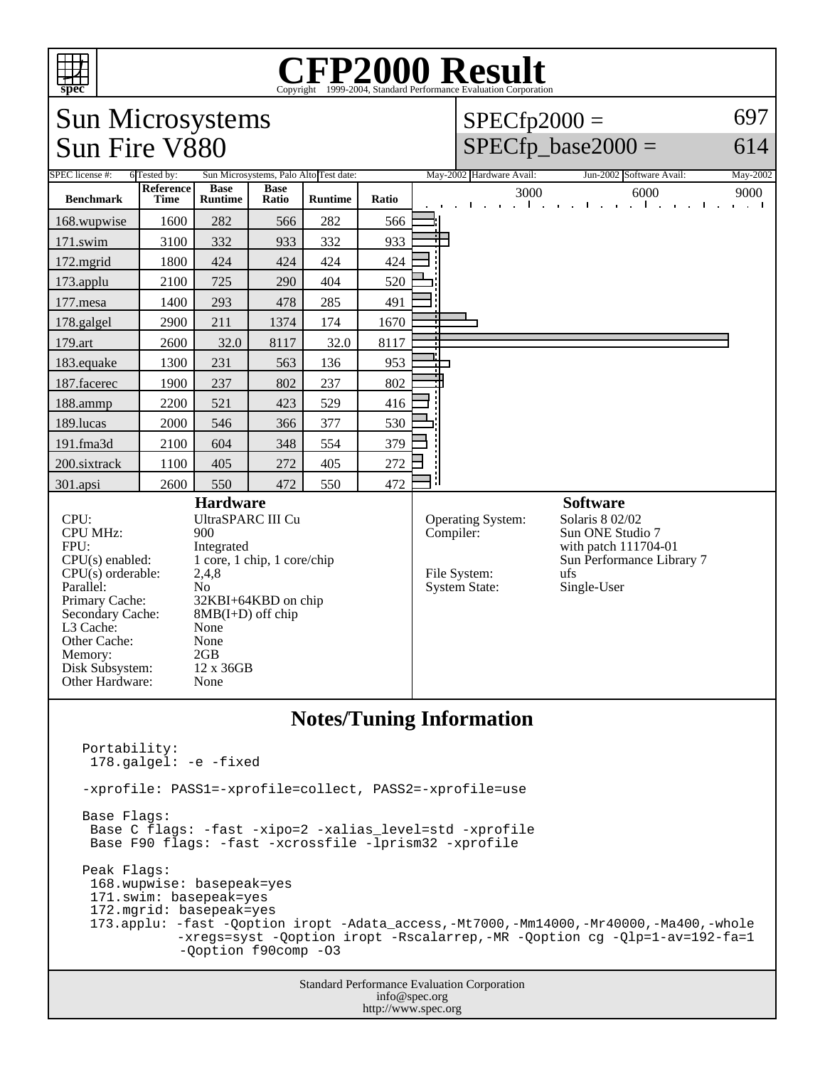# CFP2000 Result

Copyright 1999-2004, Standard Performance Evaluation Corporation

## Sun Microsystems
## Sun Fire V880

SPECfp2000 = 697

SPECfp_base2000 = 614

SPEC license #: 6 | Tested by: Sun Microsystems, Palo Alto | Test date: May-2002 | Hardware Avail: Jun-2002 | Software Avail: May-2002

| Benchmark | Reference Time | Base Runtime | Base Ratio | Runtime | Ratio |
|---|---|---|---|---|---|
| 168.wupwise | 1600 | 282 | 566 | 282 | 566 |
| 171.swim | 3100 | 332 | 933 | 332 | 933 |
| 172.mgrid | 1800 | 424 | 424 | 424 | 424 |
| 173.applu | 2100 | 725 | 290 | 404 | 520 |
| 177.mesa | 1400 | 293 | 478 | 285 | 491 |
| 178.galgel | 2900 | 211 | 1374 | 174 | 1670 |
| 179.art | 2600 | 32.0 | 8117 | 32.0 | 8117 |
| 183.equake | 1300 | 231 | 563 | 136 | 953 |
| 187.facerec | 1900 | 237 | 802 | 237 | 802 |
| 188.ammp | 2200 | 521 | 423 | 529 | 416 |
| 189.lucas | 2000 | 546 | 366 | 377 | 530 |
| 191.fma3d | 2100 | 604 | 348 | 554 | 379 |
| 200.sixtrack | 1100 | 405 | 272 | 405 | 272 |
| 301.apsi | 2600 | 550 | 472 | 550 | 472 |

### Hardware

| | |
|---|---|
| CPU: | UltraSPARC III Cu |
| CPU MHz: | 900 |
| FPU: | Integrated |
| CPU(s) enabled: | 1 core, 1 chip, 1 core/chip |
| CPU(s) orderable: | 2,4,8 |
| Parallel: | No |
| Primary Cache: | 32KBI+64KBD on chip |
| Secondary Cache: | 8MB(I+D) off chip |
| L3 Cache: | None |
| Other Cache: | None |
| Memory: | 2GB |
| Disk Subsystem: | 12 x 36GB |
| Other Hardware: | None |

### Software

| | |
|---|---|
| Operating System: | Solaris 8 02/02 |
| Compiler: | Sun ONE Studio 7 with patch 111704-01 Sun Performance Library 7 |
| File System: | ufs |
| System State: | Single-User |

## Notes/Tuning Information

```
Portability:
 178.galgel: -e -fixed

-xprofile: PASS1=-xprofile=collect, PASS2=-xprofile=use

Base Flags:
 Base C flags: -fast -xipo=2 -xalias_level=std -xprofile
 Base F90 flags: -fast -xcrossfile -lprism32 -xprofile

Peak Flags:
 168.wupwise: basepeak=yes
 171.swim: basepeak=yes
 172.mgrid: basepeak=yes
 173.applu: -fast -Qoption iropt -Adata_access,-Mt7000,-Mm14000,-Mr40000,-Ma400,-whole
           -xregs=syst -Qoption iropt -Rscalarrep,-MR -Qoption cg -Qlp=1-av=192-fa=1
           -Qoption f90comp -O3
```

Standard Performance Evaluation Corporation
info@spec.org
http://www.spec.org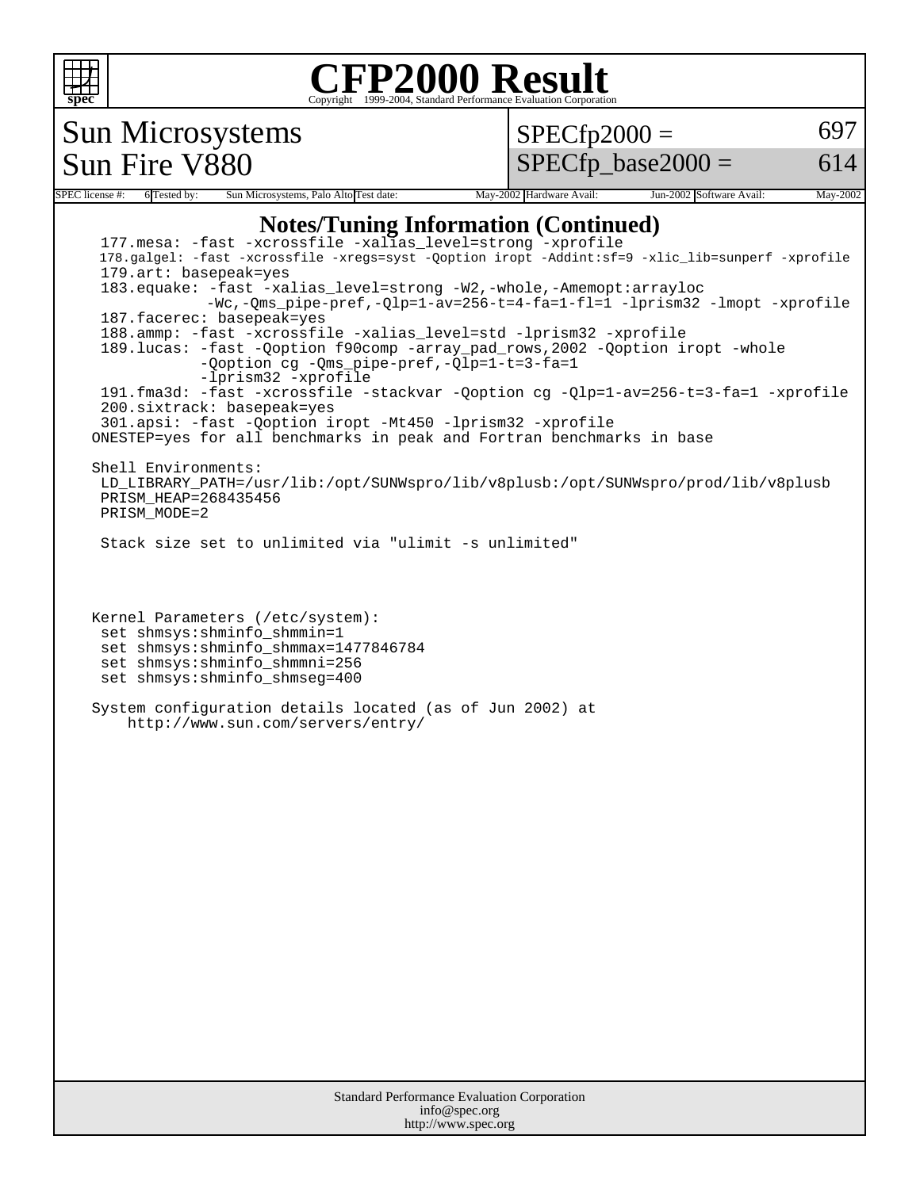# CFP2000 Result

Copyright 1999-2004, Standard Performance Evaluation Corporation

## Sun Microsystems
## Sun Fire V880

SPECfp2000 = 697

SPECfp_base2000 = 614

| SPEC license #: | 6 | Tested by: | Sun Microsystems, Palo Alto | Test date: | May-2002 | Hardware Avail: | Jun-2002 | Software Avail: | May-2002 |
|---|---|---|---|---|---|---|---|---|---|

### Notes/Tuning Information (Continued)

```
 177.mesa: -fast -xcrossfile -xalias_level=strong -xprofile
 178.galgel: -fast -xcrossfile -xregs=syst -Qoption iropt -Addint:sf=9 -xlic_lib=sunperf -xprofile
 179.art: basepeak=yes
 183.equake: -fast -xalias_level=strong -W2,-whole,-Amemopt:arrayloc
             -Wc,-Qms_pipe-pref,-Qlp=1-av=256-t=4-fa=1-fl=1 -lprism32 -lmopt -xprofile
 187.facerec: basepeak=yes
 188.ammp: -fast -xcrossfile -xalias_level=std -lprism32 -xprofile
 189.lucas: -fast -Qoption f90comp -array_pad_rows,2002 -Qoption iropt -whole
            -Qoption cg -Qms_pipe-pref,-Qlp=1-t=3-fa=1
            -lprism32 -xprofile
 191.fma3d: -fast -xcrossfile -stackvar -Qoption cg -Qlp=1-av=256-t=3-fa=1 -xprofile
 200.sixtrack: basepeak=yes
 301.apsi: -fast -Qoption iropt -Mt450 -lprism32 -xprofile
ONESTEP=yes for all benchmarks in peak and Fortran benchmarks in base

Shell Environments:
 LD_LIBRARY_PATH=/usr/lib:/opt/SUNWspro/lib/v8plusb:/opt/SUNWspro/prod/lib/v8plusb
 PRISM_HEAP=268435456
 PRISM_MODE=2

 Stack size set to unlimited via "ulimit -s unlimited"



Kernel Parameters (/etc/system):
 set shmsys:shminfo_shmmin=1
 set shmsys:shminfo_shmmax=1477846784
 set shmsys:shminfo_shmmni=256
 set shmsys:shminfo_shmseg=400

System configuration details located (as of Jun 2002) at
    http://www.sun.com/servers/entry/
```

Standard Performance Evaluation Corporation
info@spec.org
http://www.spec.org